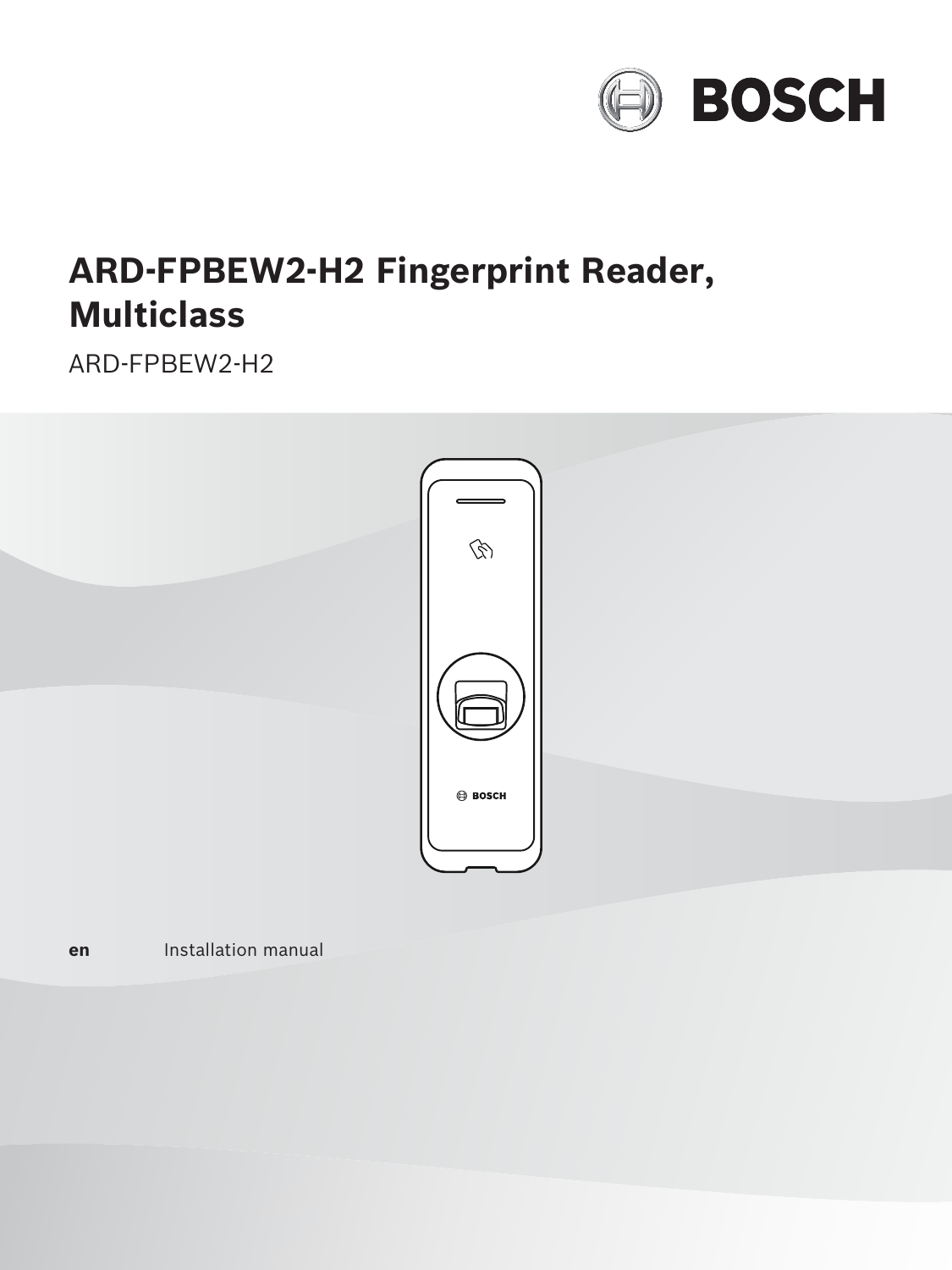BOSCH

# ARD-FPBEW2-H2 Fingerprint Reader, Multiclass

ARD-FPBEW2-H2

**en** Installation manual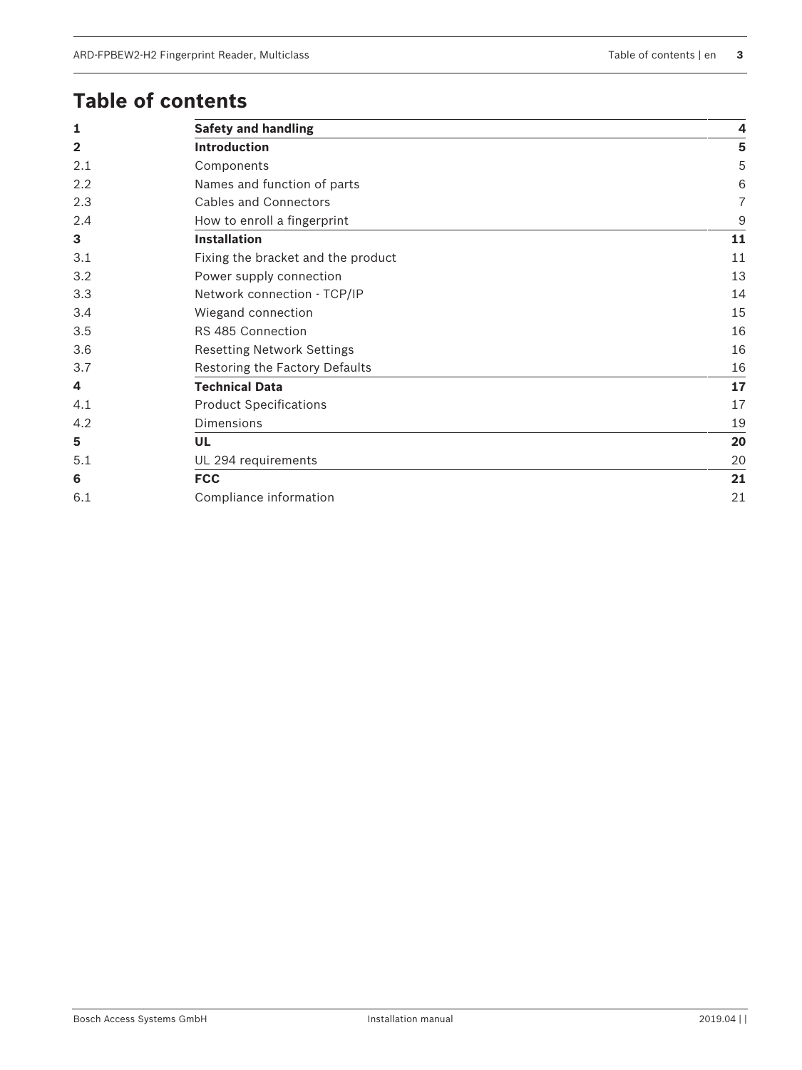# Table of contents

| | | |
|---|---|---|
| **1** | **Safety and handling** | **4** |
| **2** | **Introduction** | **5** |
| 2.1 | Components | 5 |
| 2.2 | Names and function of parts | 6 |
| 2.3 | Cables and Connectors | 7 |
| 2.4 | How to enroll a fingerprint | 9 |
| **3** | **Installation** | **11** |
| 3.1 | Fixing the bracket and the product | 11 |
| 3.2 | Power supply connection | 13 |
| 3.3 | Network connection - TCP/IP | 14 |
| 3.4 | Wiegand connection | 15 |
| 3.5 | RS 485 Connection | 16 |
| 3.6 | Resetting Network Settings | 16 |
| 3.7 | Restoring the Factory Defaults | 16 |
| **4** | **Technical Data** | **17** |
| 4.1 | Product Specifications | 17 |
| 4.2 | Dimensions | 19 |
| **5** | **UL** | **20** |
| 5.1 | UL 294 requirements | 20 |
| **6** | **FCC** | **21** |
| 6.1 | Compliance information | 21 |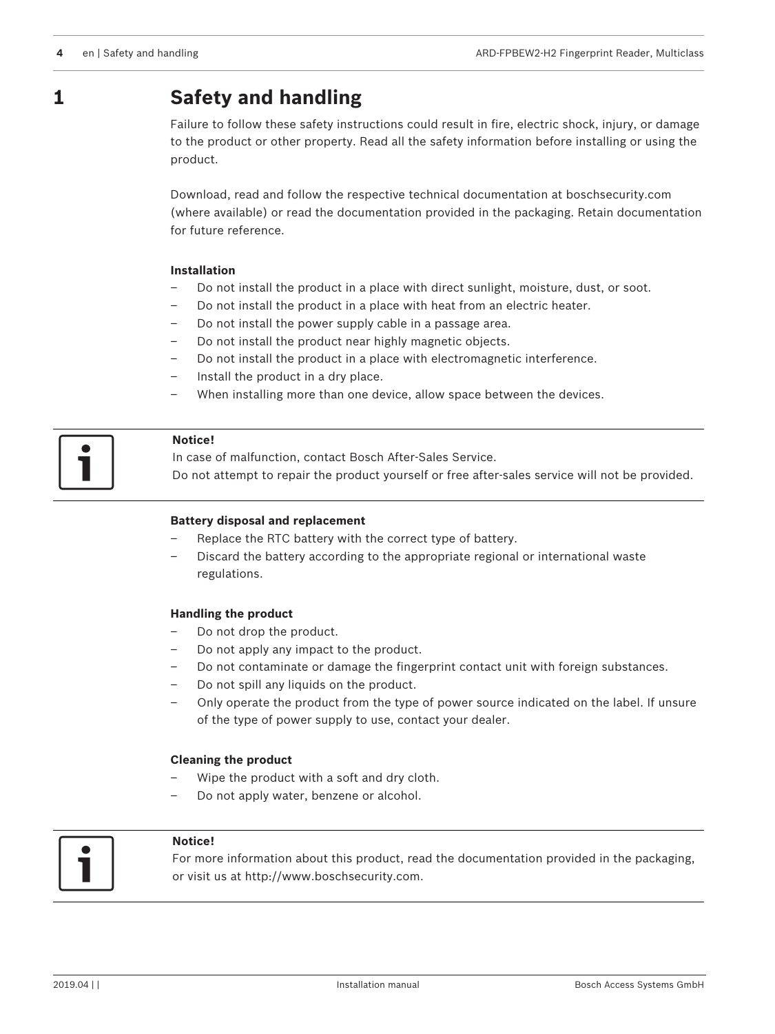# 1 Safety and handling

Failure to follow these safety instructions could result in fire, electric shock, injury, or damage to the product or other property. Read all the safety information before installing or using the product.

Download, read and follow the respective technical documentation at boschsecurity.com (where available) or read the documentation provided in the packaging. Retain documentation for future reference.

**Installation**

- Do not install the product in a place with direct sunlight, moisture, dust, or soot.
- Do not install the product in a place with heat from an electric heater.
- Do not install the power supply cable in a passage area.
- Do not install the product near highly magnetic objects.
- Do not install the product in a place with electromagnetic interference.
- Install the product in a dry place.
- When installing more than one device, allow space between the devices.

**Notice!**
In case of malfunction, contact Bosch After-Sales Service.
Do not attempt to repair the product yourself or free after-sales service will not be provided.

**Battery disposal and replacement**

- Replace the RTC battery with the correct type of battery.
- Discard the battery according to the appropriate regional or international waste regulations.

**Handling the product**

- Do not drop the product.
- Do not apply any impact to the product.
- Do not contaminate or damage the fingerprint contact unit with foreign substances.
- Do not spill any liquids on the product.
- Only operate the product from the type of power source indicated on the label. If unsure of the type of power supply to use, contact your dealer.

**Cleaning the product**

- Wipe the product with a soft and dry cloth.
- Do not apply water, benzene or alcohol.

**Notice!**
For more information about this product, read the documentation provided in the packaging, or visit us at http://www.boschsecurity.com.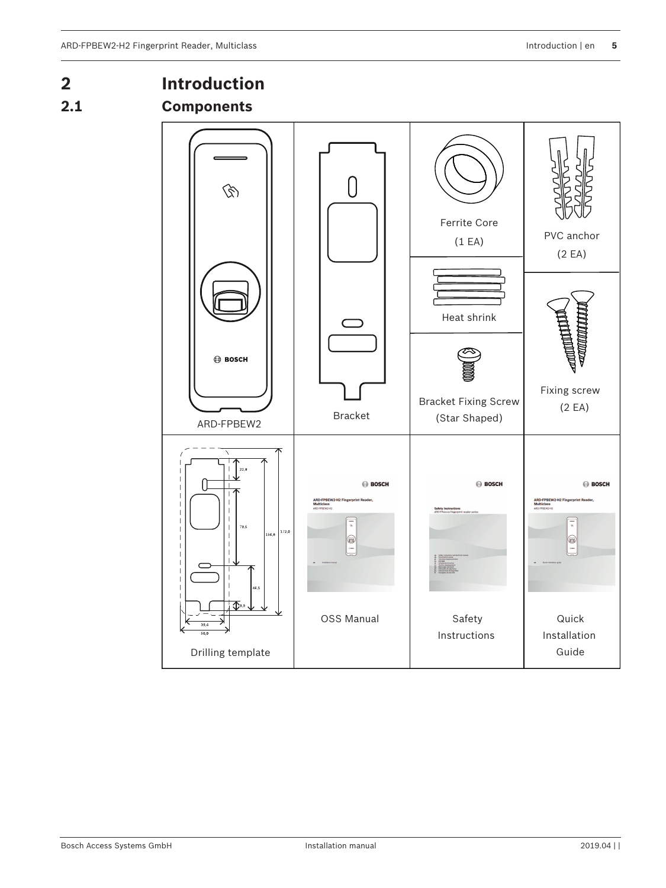# 2 Introduction

## 2.1 Components

| | | | |
|---|---|---|---|
| ARD-FPBEW2 | Bracket | Ferrite Core (1 EA)<br>Heat shrink<br>Bracket Fixing Screw (Star Shaped) | PVC anchor (2 EA)<br>Fixing screw (2 EA) |
| Drilling template | OSS Manual | Safety Instructions | Quick Installation Guide |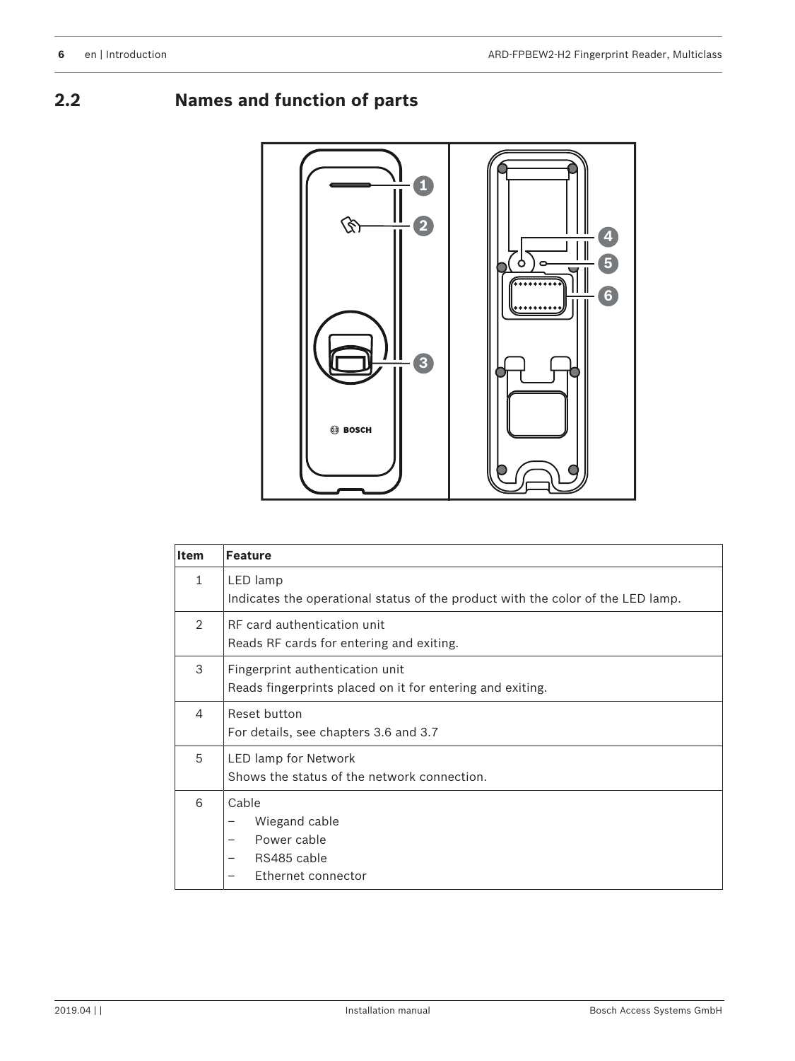## 2.2 Names and function of parts

| Item | Feature |
|---|---|
| 1 | LED lamp<br>Indicates the operational status of the product with the color of the LED lamp. |
| 2 | RF card authentication unit<br>Reads RF cards for entering and exiting. |
| 3 | Fingerprint authentication unit<br>Reads fingerprints placed on it for entering and exiting. |
| 4 | Reset button<br>For details, see chapters 3.6 and 3.7 |
| 5 | LED lamp for Network<br>Shows the status of the network connection. |
| 6 | Cable<br>– Wiegand cable<br>– Power cable<br>– RS485 cable<br>– Ethernet connector |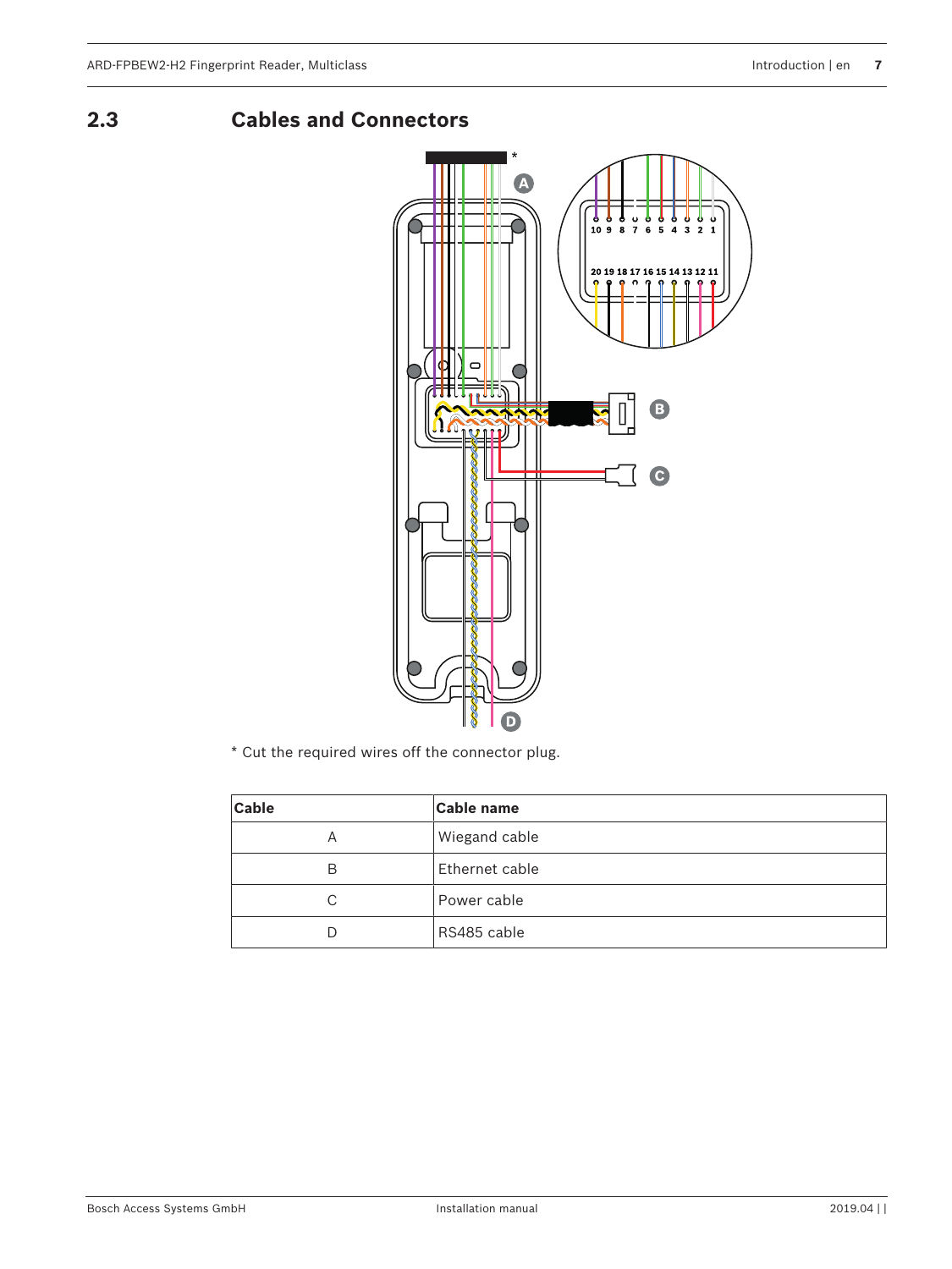## 2.3 Cables and Connectors

* Cut the required wires off the connector plug.

| Cable | Cable name |
|---|---|
| A | Wiegand cable |
| B | Ethernet cable |
| C | Power cable |
| D | RS485 cable |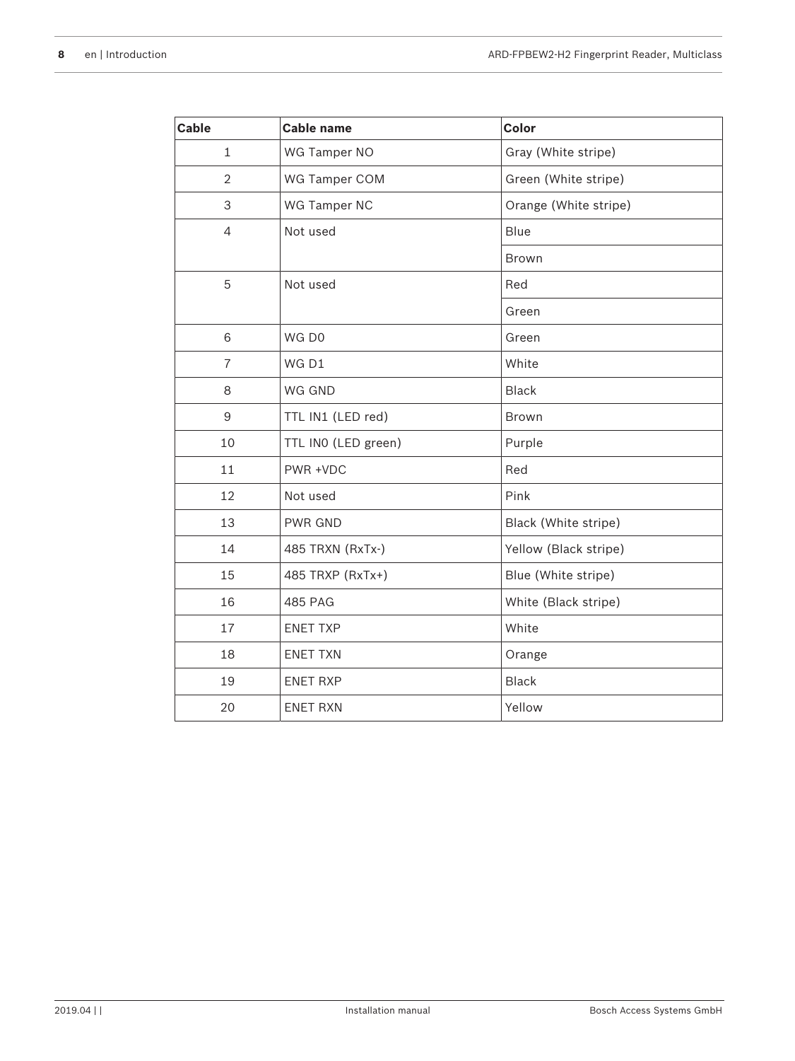| Cable | Cable name | Color |
| --- | --- | --- |
| 1 | WG Tamper NO | Gray (White stripe) |
| 2 | WG Tamper COM | Green (White stripe) |
| 3 | WG Tamper NC | Orange (White stripe) |
| 4 | Not used | Blue |
| | | Brown |
| 5 | Not used | Red |
| | | Green |
| 6 | WG D0 | Green |
| 7 | WG D1 | White |
| 8 | WG GND | Black |
| 9 | TTL IN1 (LED red) | Brown |
| 10 | TTL IN0 (LED green) | Purple |
| 11 | PWR +VDC | Red |
| 12 | Not used | Pink |
| 13 | PWR GND | Black (White stripe) |
| 14 | 485 TRXN (RxTx-) | Yellow (Black stripe) |
| 15 | 485 TRXP (RxTx+) | Blue (White stripe) |
| 16 | 485 PAG | White (Black stripe) |
| 17 | ENET TXP | White |
| 18 | ENET TXN | Orange |
| 19 | ENET RXP | Black |
| 20 | ENET RXN | Yellow |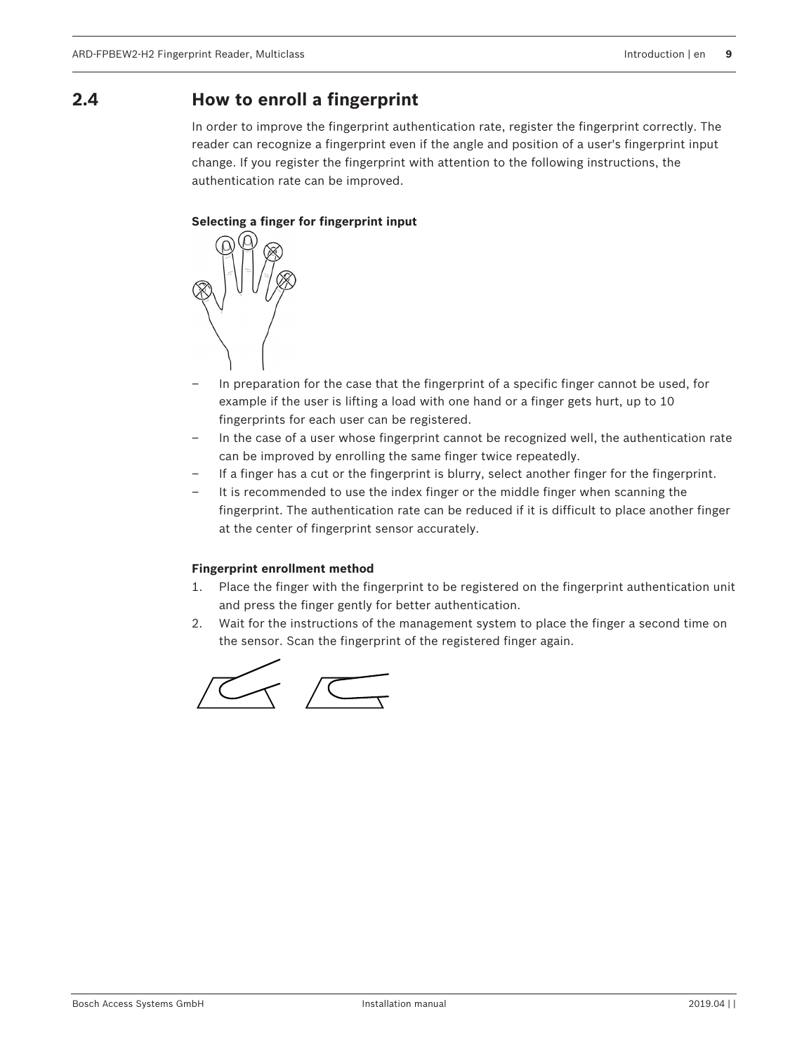## 2.4 How to enroll a fingerprint

In order to improve the fingerprint authentication rate, register the fingerprint correctly. The reader can recognize a fingerprint even if the angle and position of a user's fingerprint input change. If you register the fingerprint with attention to the following instructions, the authentication rate can be improved.

**Selecting a finger for fingerprint input**

- In preparation for the case that the fingerprint of a specific finger cannot be used, for example if the user is lifting a load with one hand or a finger gets hurt, up to 10 fingerprints for each user can be registered.
- In the case of a user whose fingerprint cannot be recognized well, the authentication rate can be improved by enrolling the same finger twice repeatedly.
- If a finger has a cut or the fingerprint is blurry, select another finger for the fingerprint.
- It is recommended to use the index finger or the middle finger when scanning the fingerprint. The authentication rate can be reduced if it is difficult to place another finger at the center of fingerprint sensor accurately.

**Fingerprint enrollment method**

1. Place the finger with the fingerprint to be registered on the fingerprint authentication unit and press the finger gently for better authentication.
2. Wait for the instructions of the management system to place the finger a second time on the sensor. Scan the fingerprint of the registered finger again.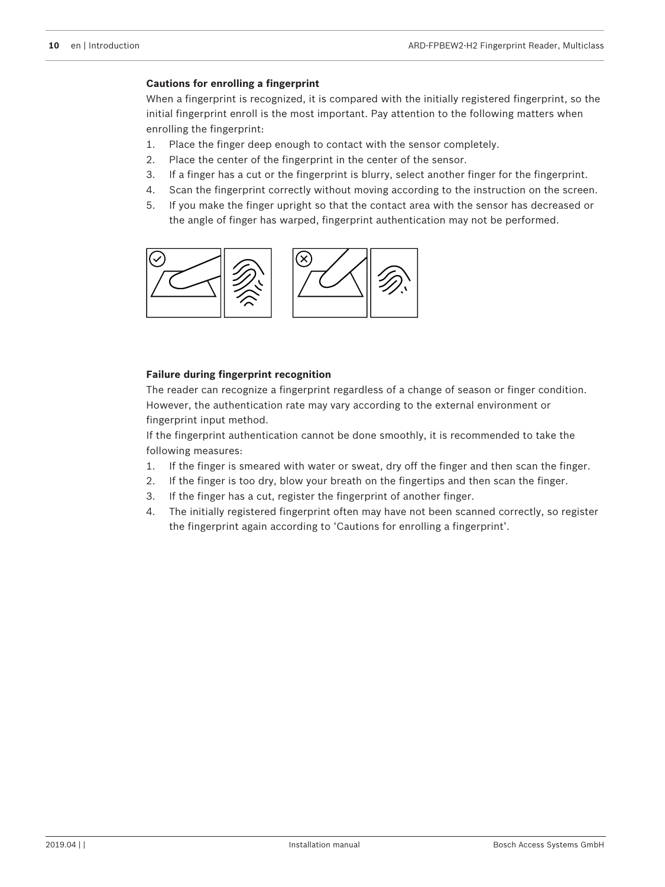**Cautions for enrolling a fingerprint**

When a fingerprint is recognized, it is compared with the initially registered fingerprint, so the initial fingerprint enroll is the most important. Pay attention to the following matters when enrolling the fingerprint:

1. Place the finger deep enough to contact with the sensor completely.
2. Place the center of the fingerprint in the center of the sensor.
3. If a finger has a cut or the fingerprint is blurry, select another finger for the fingerprint.
4. Scan the fingerprint correctly without moving according to the instruction on the screen.
5. If you make the finger upright so that the contact area with the sensor has decreased or the angle of finger has warped, fingerprint authentication may not be performed.

**Failure during fingerprint recognition**

The reader can recognize a fingerprint regardless of a change of season or finger condition. However, the authentication rate may vary according to the external environment or fingerprint input method.

If the fingerprint authentication cannot be done smoothly, it is recommended to take the following measures:

1. If the finger is smeared with water or sweat, dry off the finger and then scan the finger.
2. If the finger is too dry, blow your breath on the fingertips and then scan the finger.
3. If the finger has a cut, register the fingerprint of another finger.
4. The initially registered fingerprint often may have not been scanned correctly, so register the fingerprint again according to 'Cautions for enrolling a fingerprint'.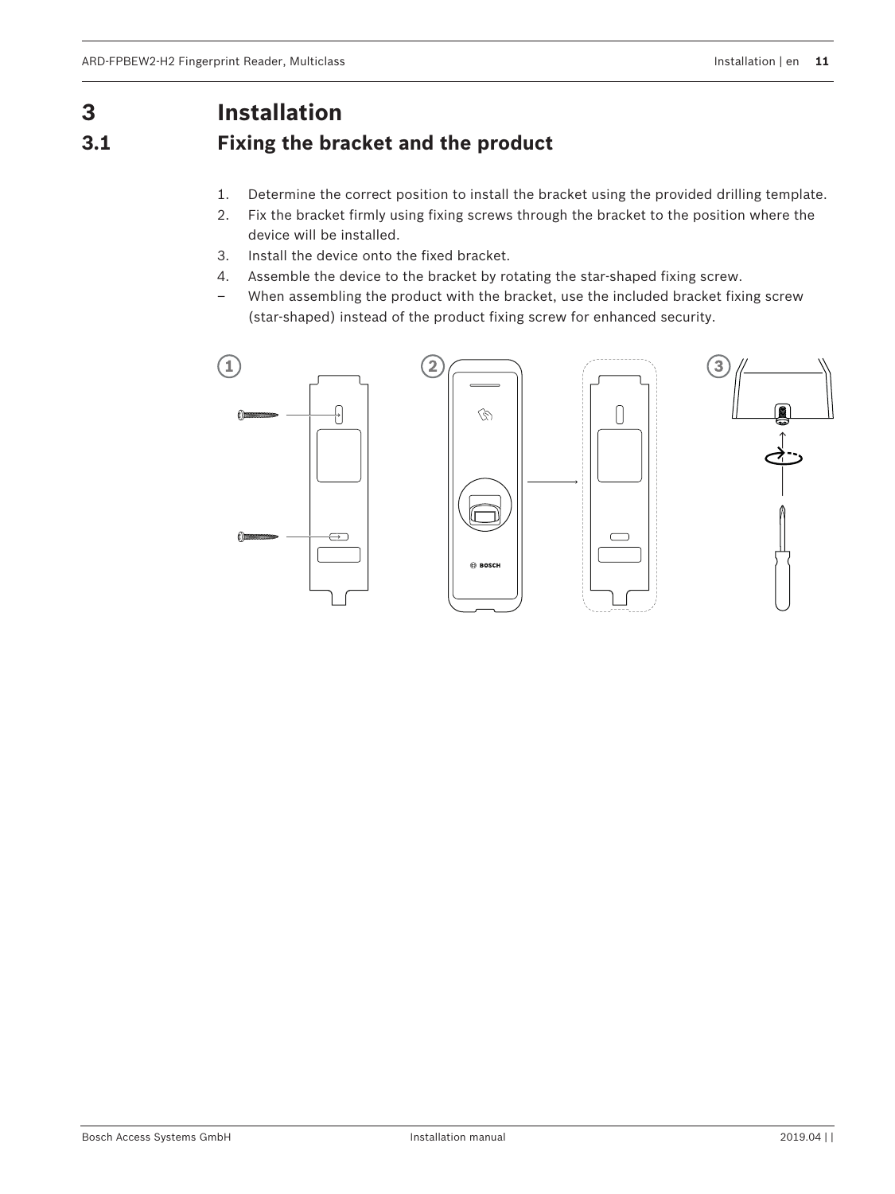# 3 Installation

## 3.1 Fixing the bracket and the product

1. Determine the correct position to install the bracket using the provided drilling template.
2. Fix the bracket firmly using fixing screws through the bracket to the position where the device will be installed.
3. Install the device onto the fixed bracket.
4. Assemble the device to the bracket by rotating the star-shaped fixing screw.

– When assembling the product with the bracket, use the included bracket fixing screw (star-shaped) instead of the product fixing screw for enhanced security.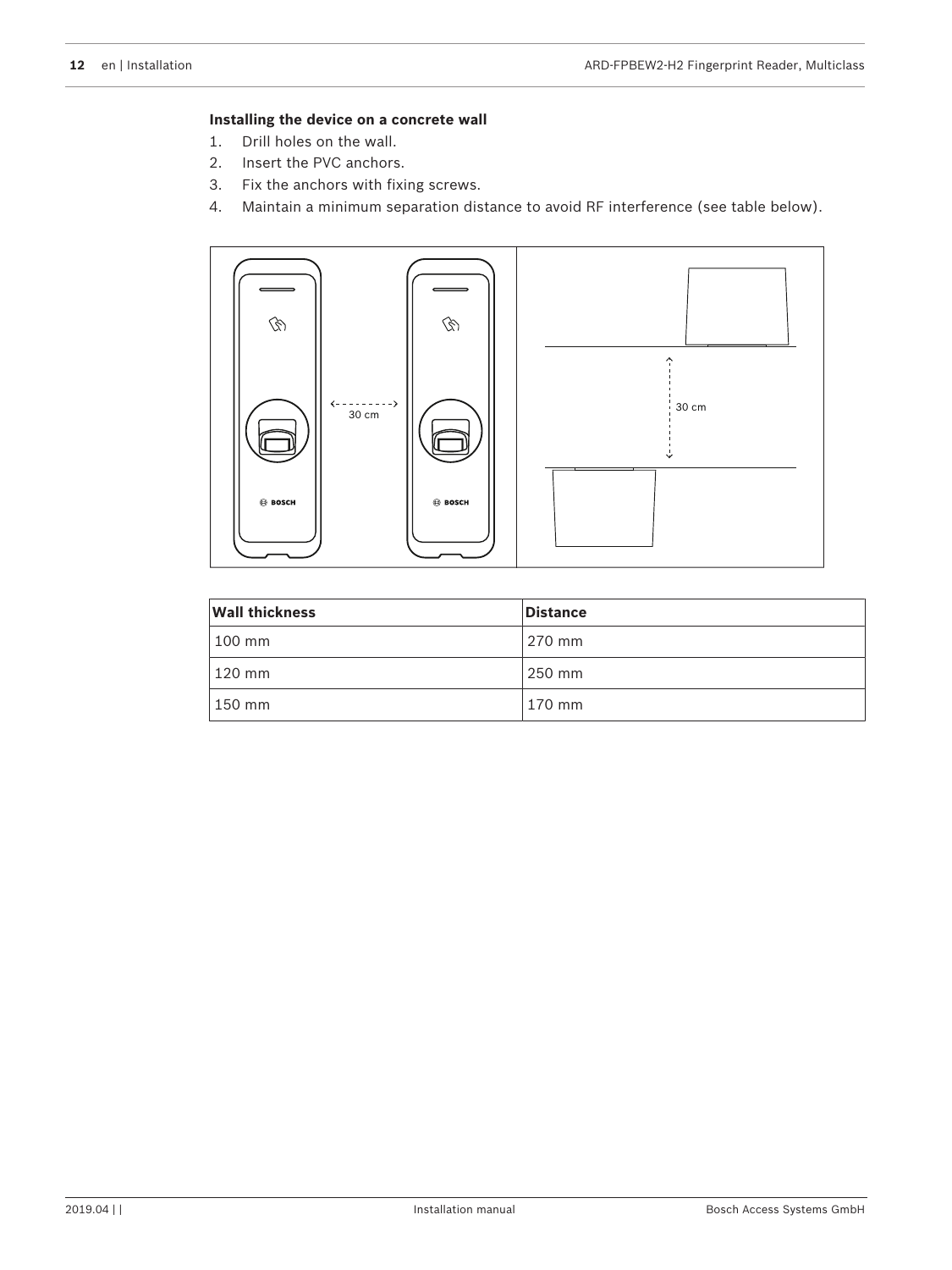**Installing the device on a concrete wall**

1. Drill holes on the wall.
2. Insert the PVC anchors.
3. Fix the anchors with fixing screws.
4. Maintain a minimum separation distance to avoid RF interference (see table below).

| Wall thickness | Distance |
| --- | --- |
| 100 mm | 270 mm |
| 120 mm | 250 mm |
| 150 mm | 170 mm |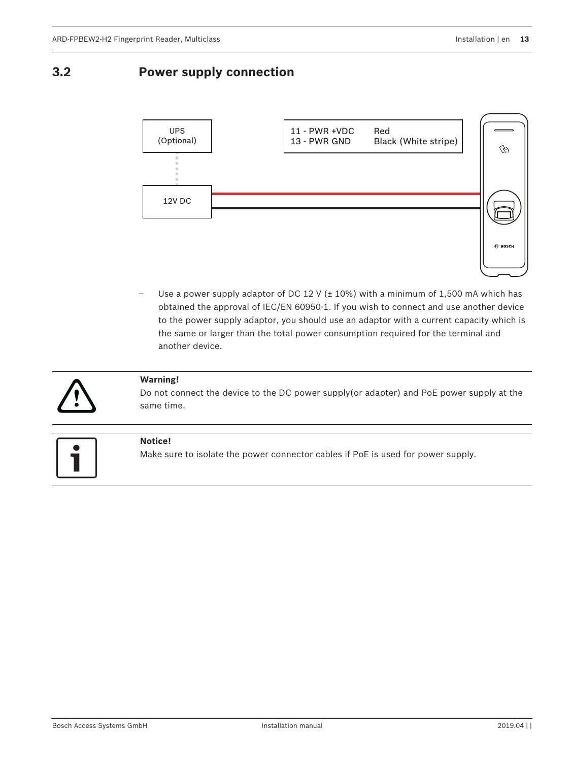## 3.2 Power supply connection

UPS (Optional)

12V DC

| | |
|---|---|
| 11 - PWR +VDC | Red |
| 13 - PWR GND | Black (White stripe) |

– Use a power supply adaptor of DC 12 V (± 10%) with a minimum of 1,500 mA which has obtained the approval of IEC/EN 60950-1. If you wish to connect and use another device to the power supply adaptor, you should use an adaptor with a current capacity which is the same or larger than the total power consumption required for the terminal and another device.

**Warning!**
Do not connect the device to the DC power supply(or adapter) and PoE power supply at the same time.

**Notice!**
Make sure to isolate the power connector cables if PoE is used for power supply.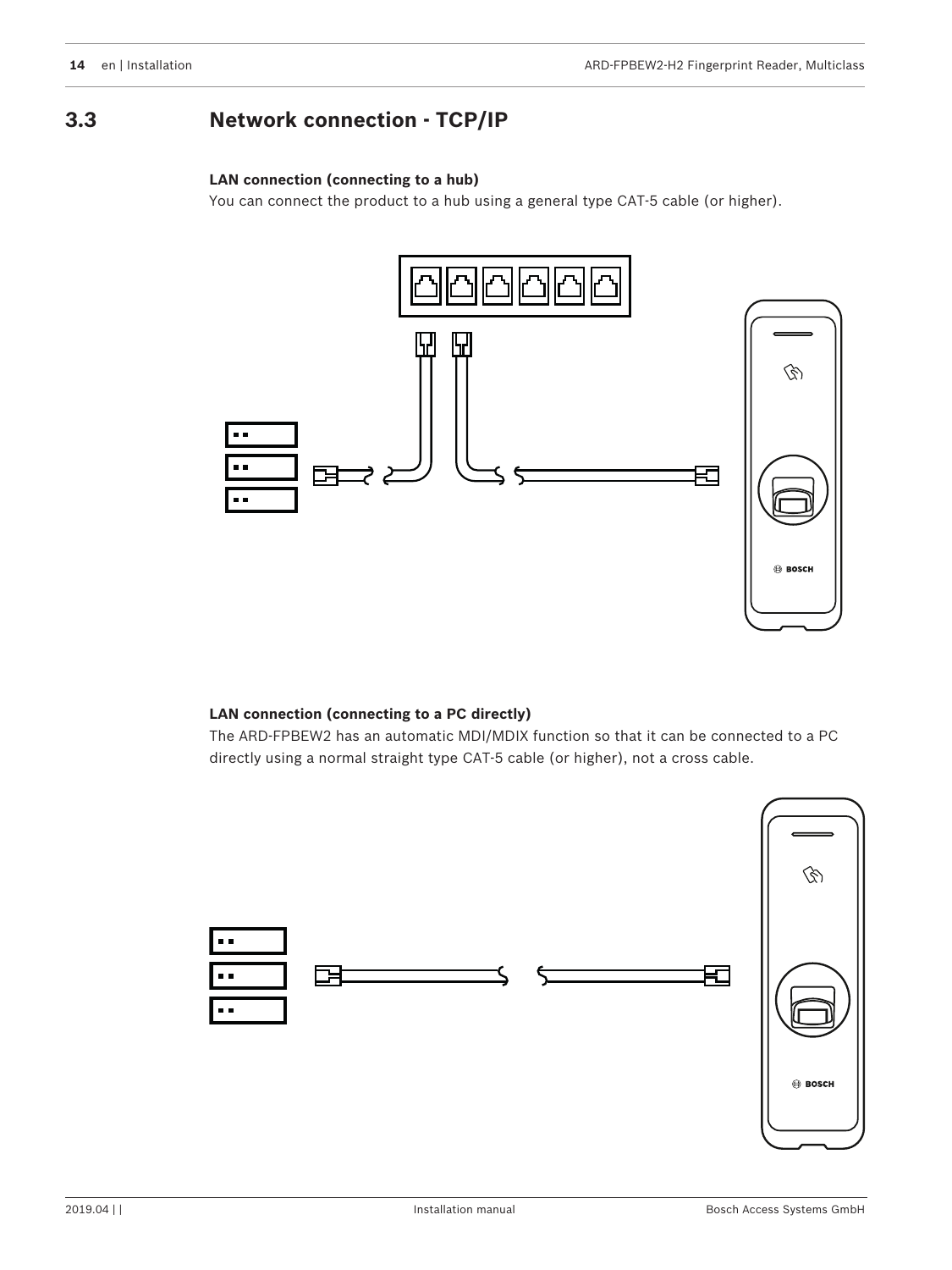## 3.3 Network connection - TCP/IP

**LAN connection (connecting to a hub)**

You can connect the product to a hub using a general type CAT-5 cable (or higher).

**LAN connection (connecting to a PC directly)**

The ARD-FPBEW2 has an automatic MDI/MDIX function so that it can be connected to a PC directly using a normal straight type CAT-5 cable (or higher), not a cross cable.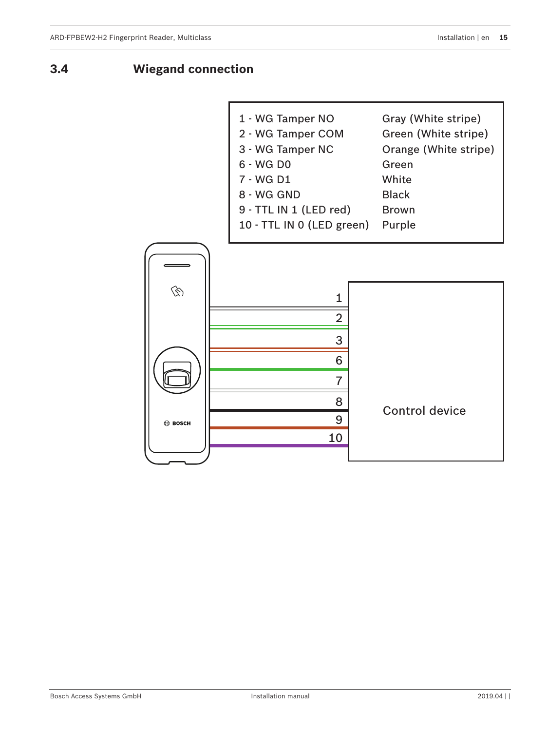## 3.4 Wiegand connection

| Pin | Color |
| --- | --- |
| 1 - WG Tamper NO | Gray (White stripe) |
| 2 - WG Tamper COM | Green (White stripe) |
| 3 - WG Tamper NC | Orange (White stripe) |
| 6 - WG D0 | Green |
| 7 - WG D1 | White |
| 8 - WG GND | Black |
| 9 - TTL IN 1 (LED red) | Brown |
| 10 - TTL IN 0 (LED green) | Purple |

1
2
3
6
7
8
9
10

Control device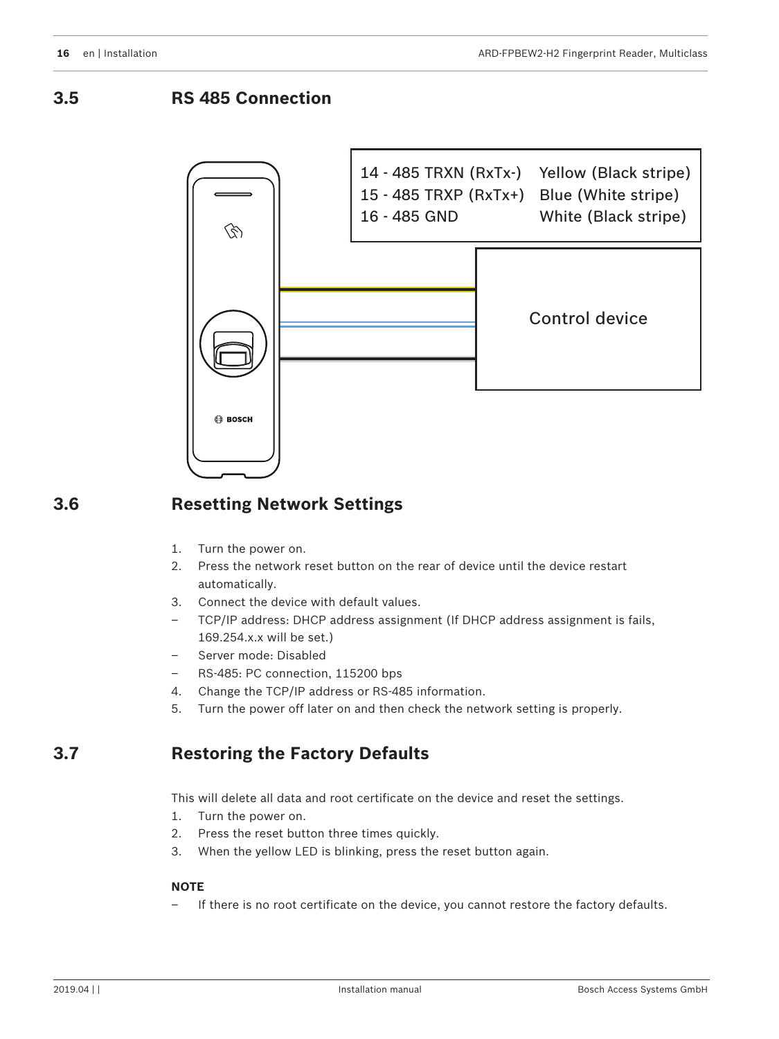## 3.5 RS 485 Connection

| | |
|---|---|
| 14 - 485 TRXN (RxTx-) | Yellow (Black stripe) |
| 15 - 485 TRXP (RxTx+) | Blue (White stripe) |
| 16 - 485 GND | White (Black stripe) |

Control device

## 3.6 Resetting Network Settings

1. Turn the power on.
2. Press the network reset button on the rear of device until the device restart automatically.
3. Connect the device with default values.
   - TCP/IP address: DHCP address assignment (If DHCP address assignment is fails, 169.254.x.x will be set.)
   - Server mode: Disabled
   - RS-485: PC connection, 115200 bps
4. Change the TCP/IP address or RS-485 information.
5. Turn the power off later on and then check the network setting is properly.

## 3.7 Restoring the Factory Defaults

This will delete all data and root certificate on the device and reset the settings.

1. Turn the power on.
2. Press the reset button three times quickly.
3. When the yellow LED is blinking, press the reset button again.

**NOTE**

- If there is no root certificate on the device, you cannot restore the factory defaults.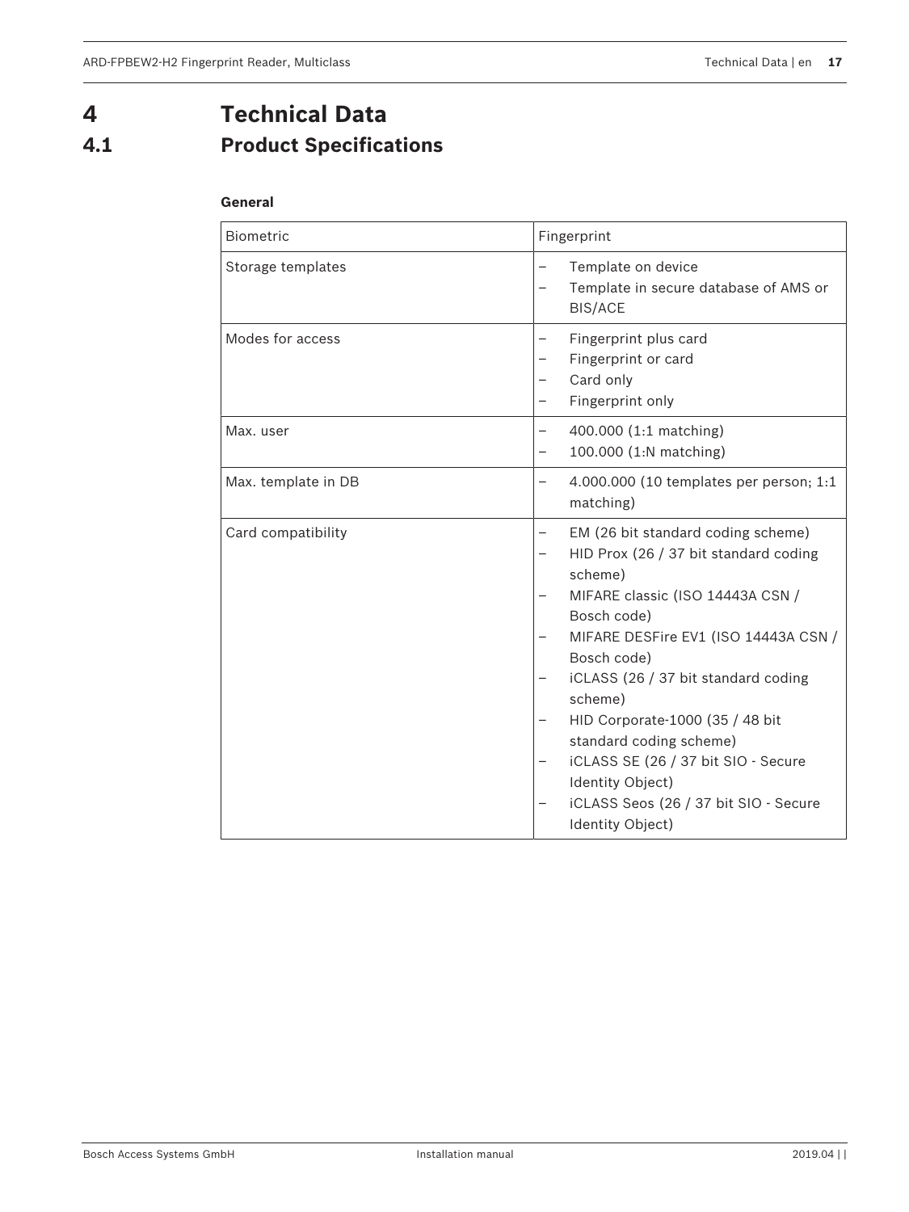# 4 Technical Data

## 4.1 Product Specifications

**General**

| Biometric | Fingerprint |
|---|---|
| Storage templates | – Template on device<br>– Template in secure database of AMS or BIS/ACE |
| Modes for access | – Fingerprint plus card<br>– Fingerprint or card<br>– Card only<br>– Fingerprint only |
| Max. user | – 400.000 (1:1 matching)<br>– 100.000 (1:N matching) |
| Max. template in DB | – 4.000.000 (10 templates per person; 1:1 matching) |
| Card compatibility | – EM (26 bit standard coding scheme)<br>– HID Prox (26 / 37 bit standard coding scheme)<br>– MIFARE classic (ISO 14443A CSN / Bosch code)<br>– MIFARE DESFire EV1 (ISO 14443A CSN / Bosch code)<br>– iCLASS (26 / 37 bit standard coding scheme)<br>– HID Corporate-1000 (35 / 48 bit standard coding scheme)<br>– iCLASS SE (26 / 37 bit SIO - Secure Identity Object)<br>– iCLASS Seos (26 / 37 bit SIO - Secure Identity Object) |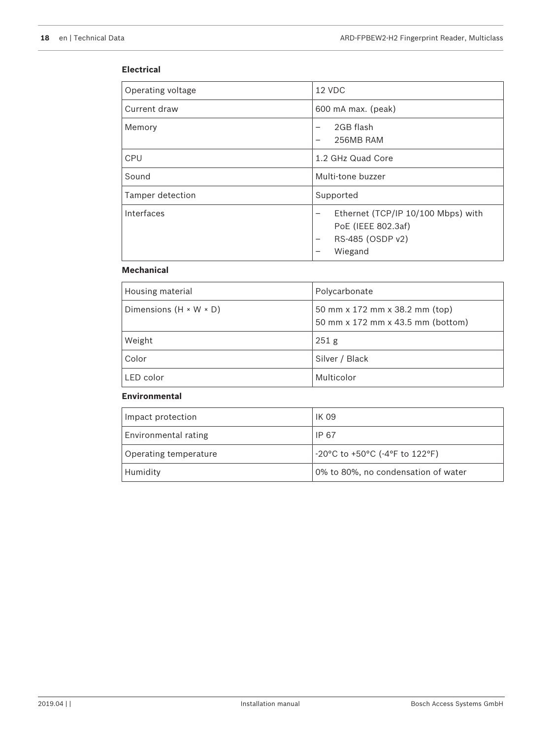**Electrical**

| | |
|---|---|
| Operating voltage | 12 VDC |
| Current draw | 600 mA max. (peak) |
| Memory | – 2GB flash<br>– 256MB RAM |
| CPU | 1.2 GHz Quad Core |
| Sound | Multi-tone buzzer |
| Tamper detection | Supported |
| Interfaces | – Ethernet (TCP/IP 10/100 Mbps) with PoE (IEEE 802.3af)<br>– RS-485 (OSDP v2)<br>– Wiegand |

**Mechanical**

| | |
|---|---|
| Housing material | Polycarbonate |
| Dimensions (H × W × D) | 50 mm x 172 mm x 38.2 mm (top)<br>50 mm x 172 mm x 43.5 mm (bottom) |
| Weight | 251 g |
| Color | Silver / Black |
| LED color | Multicolor |

**Environmental**

| | |
|---|---|
| Impact protection | IK 09 |
| Environmental rating | IP 67 |
| Operating temperature | -20°C to +50°C (-4°F to 122°F) |
| Humidity | 0% to 80%, no condensation of water |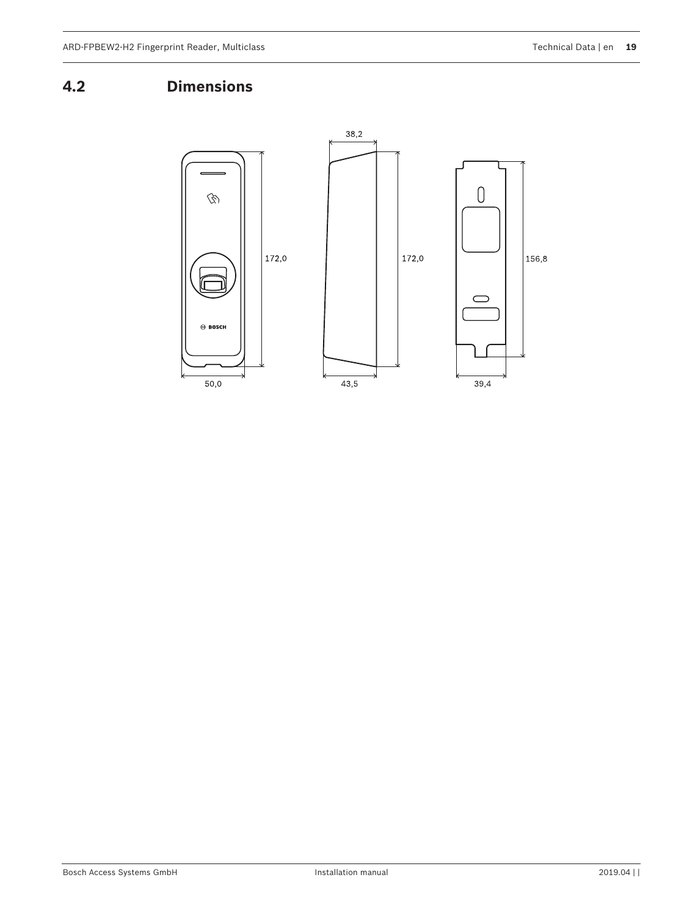## 4.2 Dimensions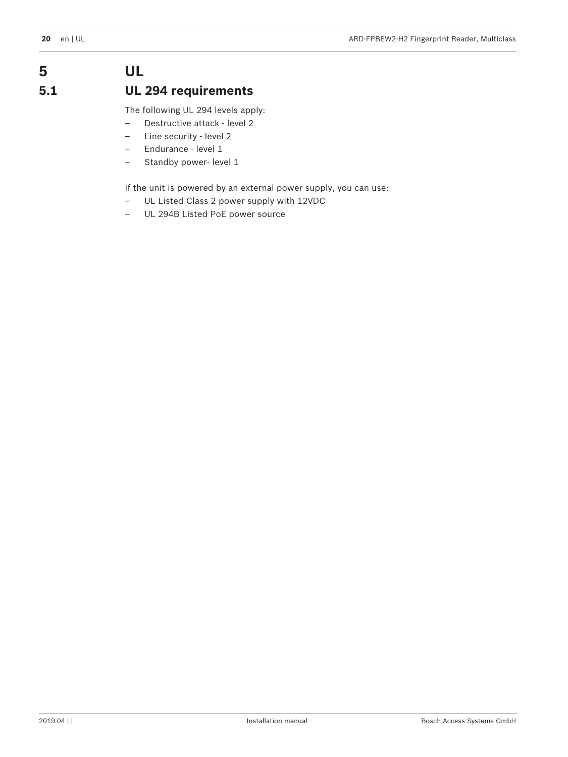# 5 UL

## 5.1 UL 294 requirements

The following UL 294 levels apply:

- Destructive attack - level 2
- Line security - level 2
- Endurance - level 1
- Standby power- level 1

If the unit is powered by an external power supply, you can use:

- UL Listed Class 2 power supply with 12VDC
- UL 294B Listed PoE power source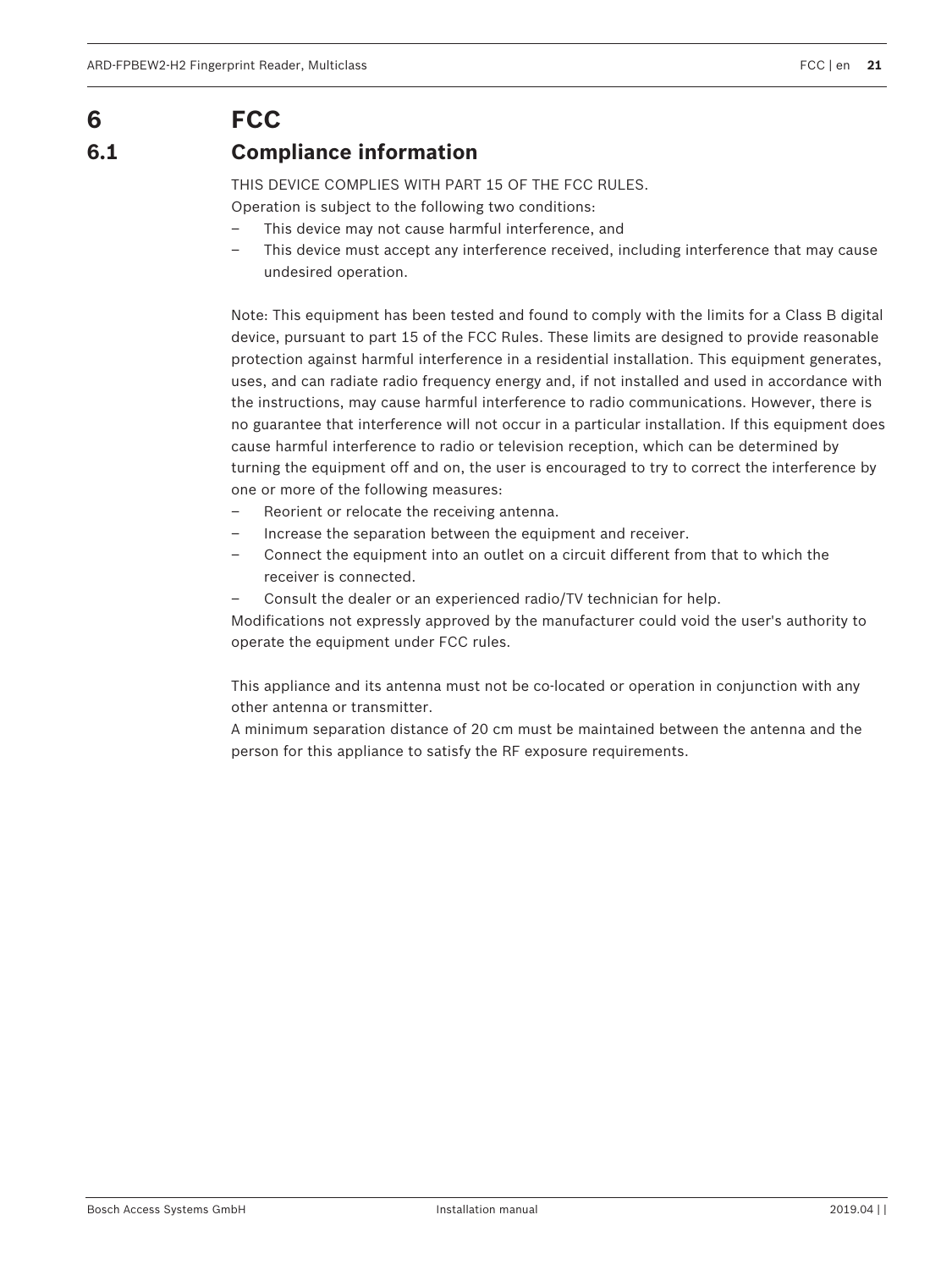# 6 FCC

## 6.1 Compliance information

THIS DEVICE COMPLIES WITH PART 15 OF THE FCC RULES.
Operation is subject to the following two conditions:

- This device may not cause harmful interference, and
- This device must accept any interference received, including interference that may cause undesired operation.

Note: This equipment has been tested and found to comply with the limits for a Class B digital device, pursuant to part 15 of the FCC Rules. These limits are designed to provide reasonable protection against harmful interference in a residential installation. This equipment generates, uses, and can radiate radio frequency energy and, if not installed and used in accordance with the instructions, may cause harmful interference to radio communications. However, there is no guarantee that interference will not occur in a particular installation. If this equipment does cause harmful interference to radio or television reception, which can be determined by turning the equipment off and on, the user is encouraged to try to correct the interference by one or more of the following measures:

- Reorient or relocate the receiving antenna.
- Increase the separation between the equipment and receiver.
- Connect the equipment into an outlet on a circuit different from that to which the receiver is connected.
- Consult the dealer or an experienced radio/TV technician for help.

Modifications not expressly approved by the manufacturer could void the user's authority to operate the equipment under FCC rules.

This appliance and its antenna must not be co-located or operation in conjunction with any other antenna or transmitter.
A minimum separation distance of 20 cm must be maintained between the antenna and the person for this appliance to satisfy the RF exposure requirements.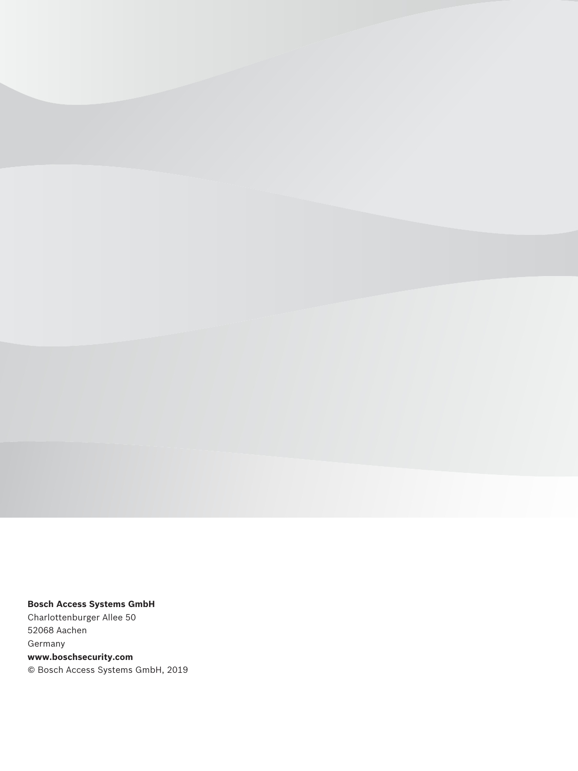**Bosch Access Systems GmbH**
Charlottenburger Allee 50
52068 Aachen
Germany
**www.boschsecurity.com**
© Bosch Access Systems GmbH, 2019